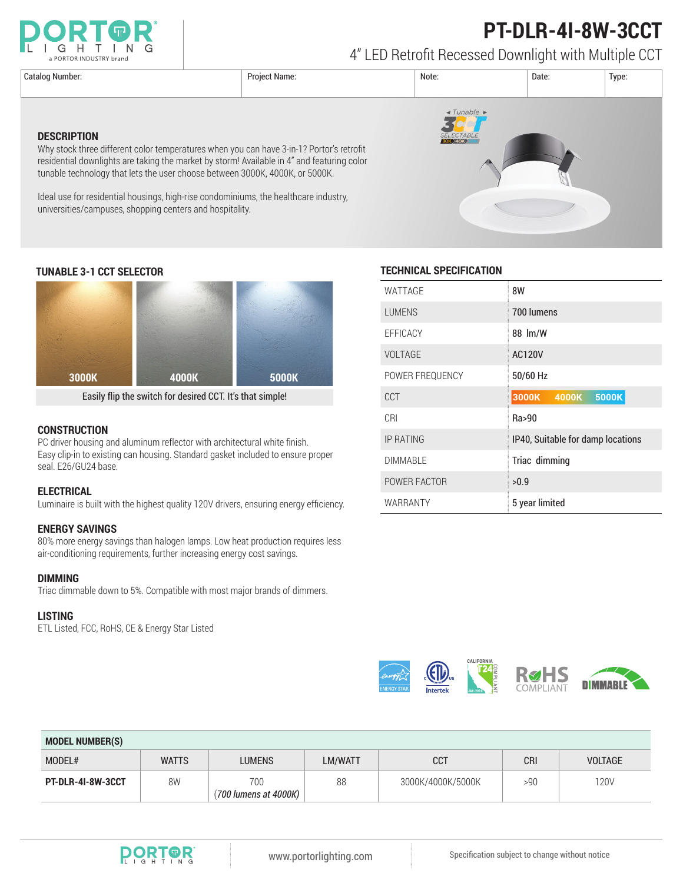# PT-DLR-4I-8W-3CCT

## 4" LED Retrofit Recessed Downlight with Multiple CCT

| Catalog Number: | Project Name: | Note: | Date: | Type: |
|---|---|---|---|---|
| | | | | |

### DESCRIPTION

Why stock three different color temperatures when you can have 3-in-1? Portor's retrofit residential downlights are taking the market by storm! Available in 4" and featuring color tunable technology that lets the user choose between 3000K, 4000K, or 5000K.

Ideal use for residential housings, high-rise condominiums, the healthcare industry, universities/campuses, shopping centers and hospitality.

### TUNABLE 3-1 CCT SELECTOR

3000K | 4000K | 5000K

Easily flip the switch for desired CCT. It's that simple!

### CONSTRUCTION

PC driver housing and aluminum reflector with architectural white finish. Easy clip-in to existing can housing. Standard gasket included to ensure proper seal. E26/GU24 base.

### ELECTRICAL

Luminaire is built with the highest quality 120V drivers, ensuring energy efficiency.

### ENERGY SAVINGS

80% more energy savings than halogen lamps. Low heat production requires less air-conditioning requirements, further increasing energy cost savings.

### DIMMING

Triac dimmable down to 5%. Compatible with most major brands of dimmers.

### LISTING

ETL Listed, FCC, RoHS, CE & Energy Star Listed

### TECHNICAL SPECIFICATION

| | |
|---|---|
| WATTAGE | 8W |
| LUMENS | 700 lumens |
| EFFICACY | 88 lm/W |
| VOLTAGE | AC120V |
| POWER FREQUENCY | 50/60 Hz |
| CCT | 3000K 4000K 5000K |
| CRI | Ra>90 |
| IP RATING | IP40, Suitable for damp locations |
| DIMMABLE | Triac dimming |
| POWER FACTOR | >0.9 |
| WARRANTY | 5 year limited |

### MODEL NUMBER(S)

| MODEL# | WATTS | LUMENS | LM/WATT | CCT | CRI | VOLTAGE |
|---|---|---|---|---|---|---|
| **PT-DLR-4I-8W-3CCT** | 8W | 700 *(700 lumens at 4000K)* | 88 | 3000K/4000K/5000K | >90 | 120V |

www.portorlighting.com

Specification subject to change without notice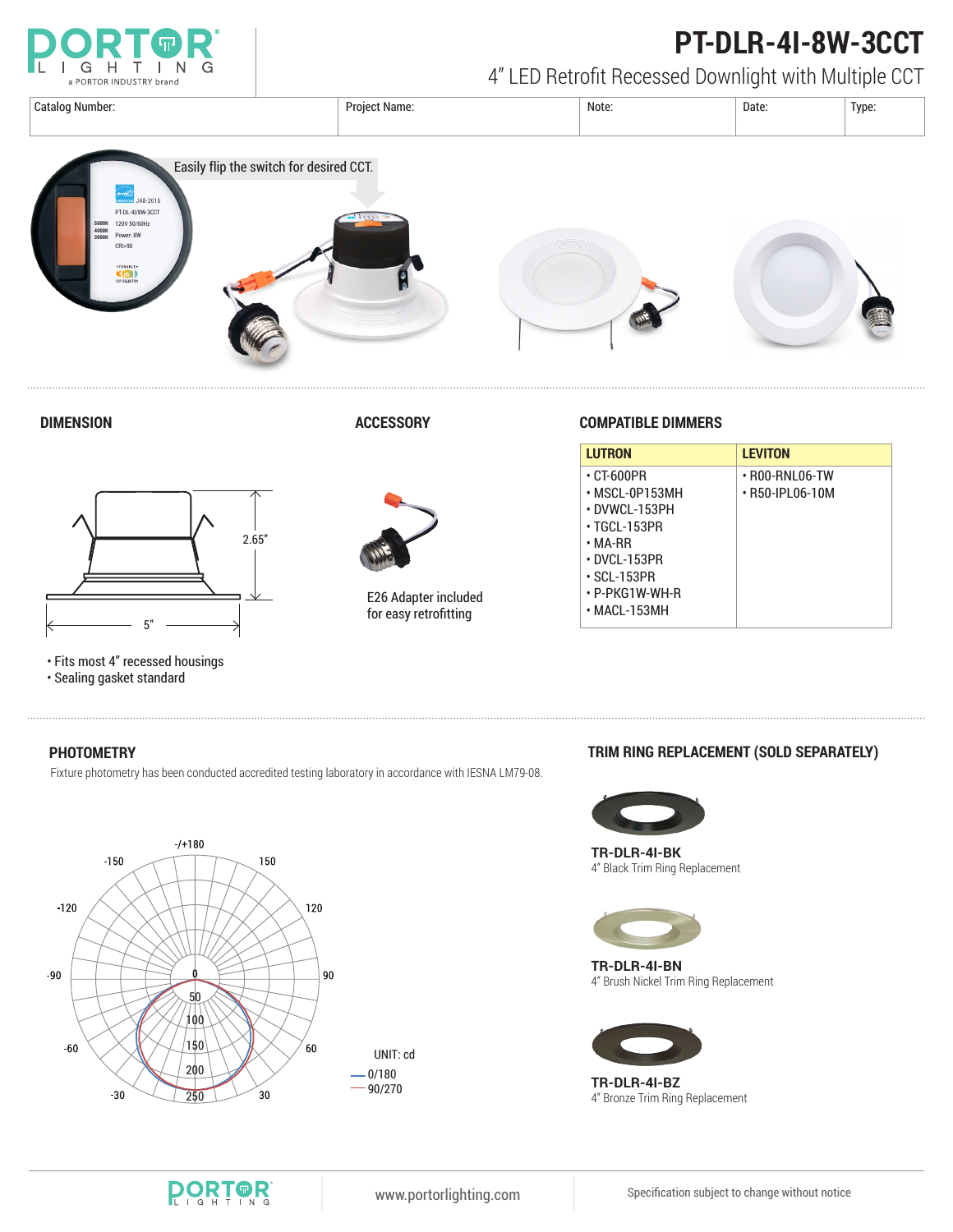# PT-DLR-4I-8W-3CCT

## 4" LED Retrofit Recessed Downlight with Multiple CCT

| Catalog Number: | Project Name: | Note: | Date: | Type: |
|---|---|---|---|---|
| | | | | |

Easily flip the switch for desired CCT.

5000K
4000K
3000K

JA8-2016
PT-DL-4I/8W-3CCT
120V 50/60Hz
Power: 8W
CRI>90

## DIMENSION

2.65"

5"

- Fits most 4" recessed housings
- Sealing gasket standard

## ACCESSORY

E26 Adapter included for easy retrofitting

## COMPATIBLE DIMMERS

| LUTRON | LEVITON |
|---|---|
| • CT-600PR<br>• MSCL-0P153MH<br>• DVWCL-153PH<br>• TGCL-153PR<br>• MA-RR<br>• DVCL-153PR<br>• SCL-153PR<br>• P-PKG1W-WH-R<br>• MACL-153MH | • R00-RNL06-TW<br>• R50-IPL06-10M |

## PHOTOMETRY

Fixture photometry has been conducted accredited testing laboratory in accordance with IESNA LM79-08.

-/+180
-150
150
-120
120
-90
90
-60
60
-30
30
0
50
100
150
200
250

UNIT: cd
0/180
90/270

## TRIM RING REPLACEMENT (SOLD SEPARATELY)

**TR-DLR-4I-BK**
4" Black Trim Ring Replacement

**TR-DLR-4I-BN**
4" Brush Nickel Trim Ring Replacement

**TR-DLR-4I-BZ**
4" Bronze Trim Ring Replacement

www.portorlighting.com

Specification subject to change without notice